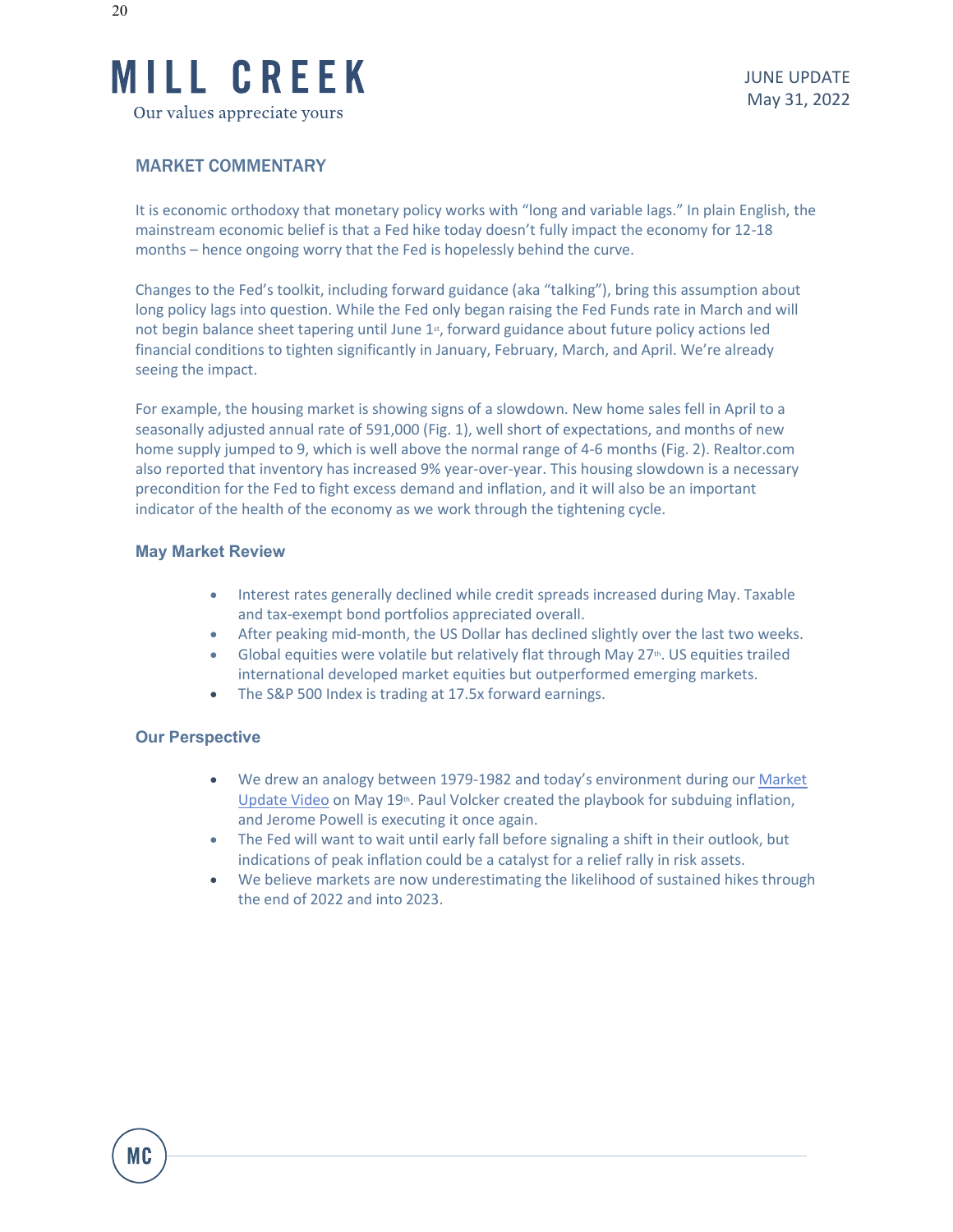# MILL CREEK

Our values appreciate yours

JUNE UPDATE
May 31, 2022

## MARKET COMMENTARY

It is economic orthodoxy that monetary policy works with "long and variable lags." In plain English, the mainstream economic belief is that a Fed hike today doesn't fully impact the economy for 12-18 months – hence ongoing worry that the Fed is hopelessly behind the curve.

Changes to the Fed's toolkit, including forward guidance (aka "talking"), bring this assumption about long policy lags into question. While the Fed only began raising the Fed Funds rate in March and will not begin balance sheet tapering until June 1st, forward guidance about future policy actions led financial conditions to tighten significantly in January, February, March, and April. We're already seeing the impact.

For example, the housing market is showing signs of a slowdown. New home sales fell in April to a seasonally adjusted annual rate of 591,000 (Fig. 1), well short of expectations, and months of new home supply jumped to 9, which is well above the normal range of 4-6 months (Fig. 2). Realtor.com also reported that inventory has increased 9% year-over-year. This housing slowdown is a necessary precondition for the Fed to fight excess demand and inflation, and it will also be an important indicator of the health of the economy as we work through the tightening cycle.

### May Market Review

- Interest rates generally declined while credit spreads increased during May. Taxable and tax-exempt bond portfolios appreciated overall.
- After peaking mid-month, the US Dollar has declined slightly over the last two weeks.
- Global equities were volatile but relatively flat through May 27th. US equities trailed international developed market equities but outperformed emerging markets.
- The S&P 500 Index is trading at 17.5x forward earnings.

### Our Perspective

- We drew an analogy between 1979-1982 and today's environment during our Market Update Video on May 19th. Paul Volcker created the playbook for subduing inflation, and Jerome Powell is executing it once again.
- The Fed will want to wait until early fall before signaling a shift in their outlook, but indications of peak inflation could be a catalyst for a relief rally in risk assets.
- We believe markets are now underestimating the likelihood of sustained hikes through the end of 2022 and into 2023.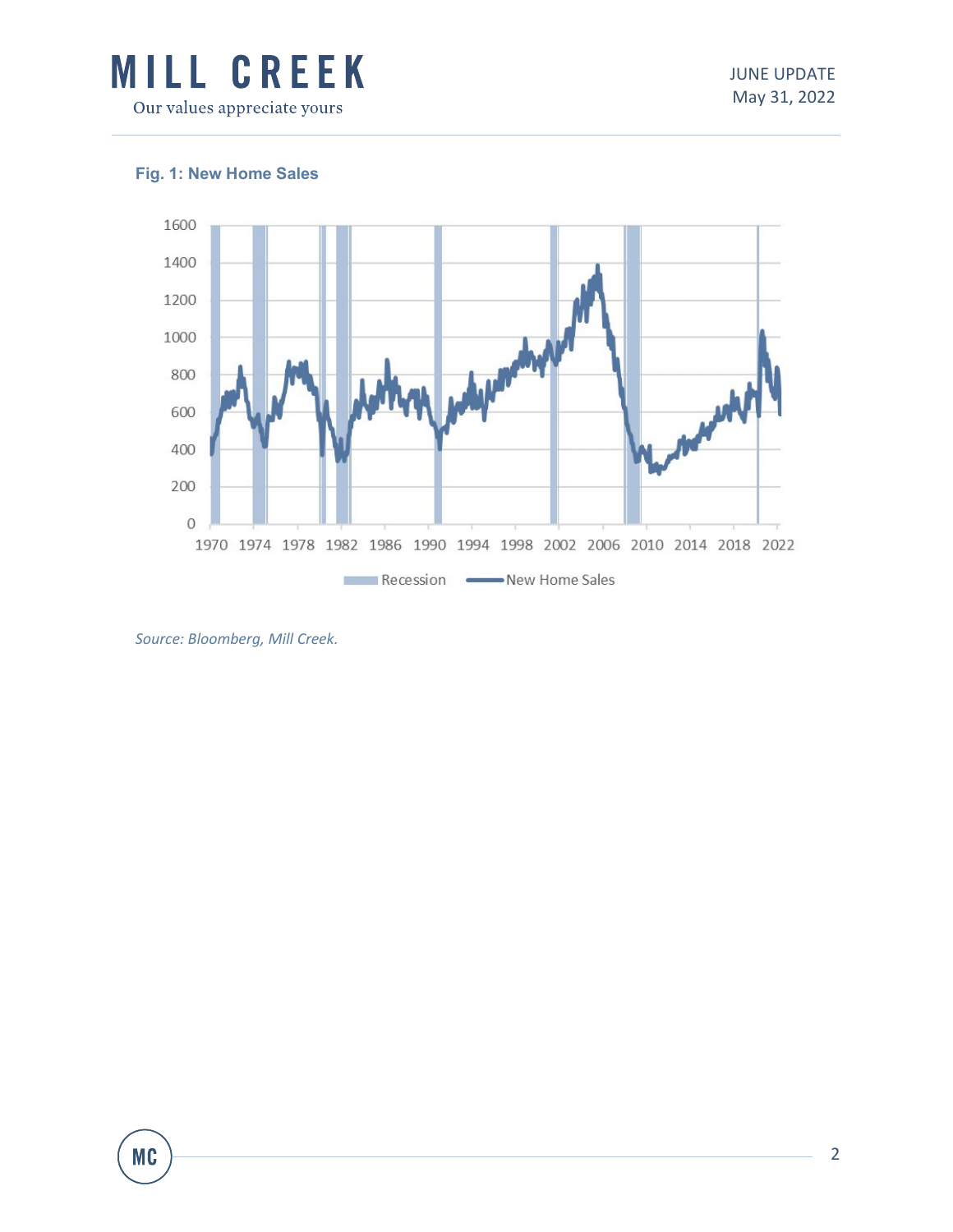**Fig. 1: New Home Sales**

*Source: Bloomberg, Mill Creek.*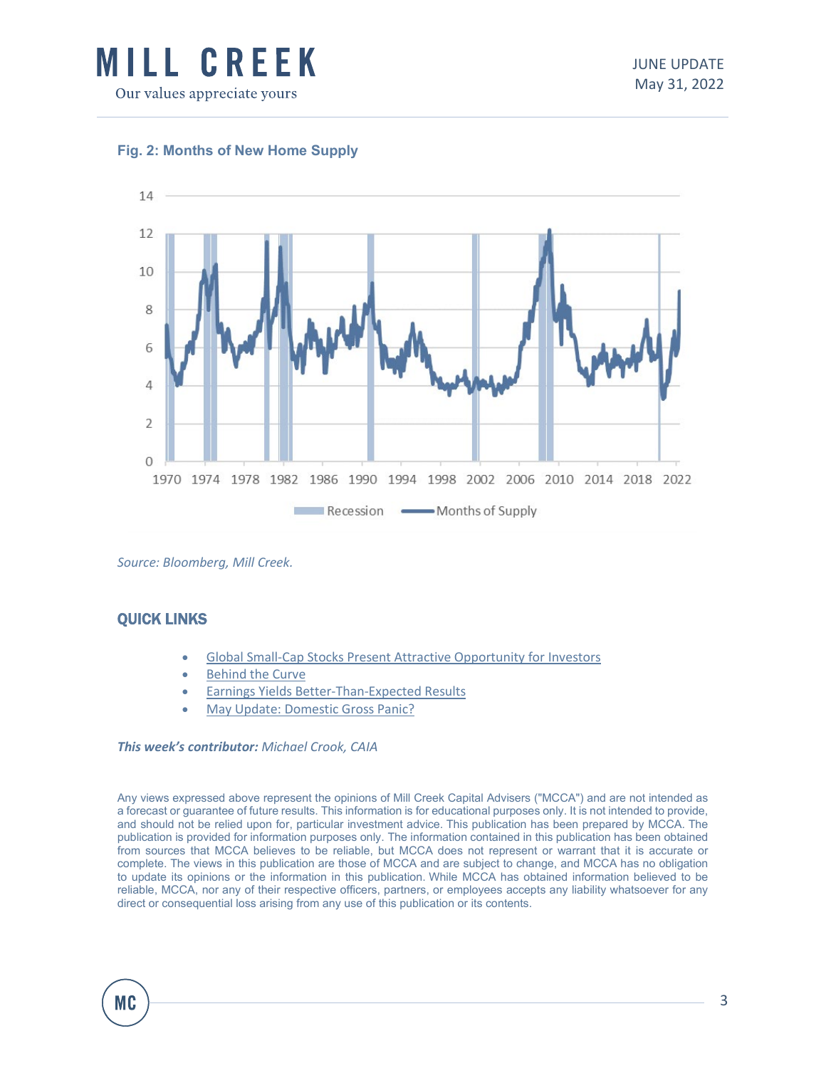**Fig. 2: Months of New Home Supply**

*Source: Bloomberg, Mill Creek.*

## QUICK LINKS

- Global Small-Cap Stocks Present Attractive Opportunity for Investors
- Behind the Curve
- Earnings Yields Better-Than-Expected Results
- May Update: Domestic Gross Panic?

***This week's contributor:*** *Michael Crook, CAIA*

Any views expressed above represent the opinions of Mill Creek Capital Advisers ("MCCA") and are not intended as a forecast or guarantee of future results. This information is for educational purposes only. It is not intended to provide, and should not be relied upon for, particular investment advice. This publication has been prepared by MCCA. The publication is provided for information purposes only. The information contained in this publication has been obtained from sources that MCCA believes to be reliable, but MCCA does not represent or warrant that it is accurate or complete. The views in this publication are those of MCCA and are subject to change, and MCCA has no obligation to update its opinions or the information in this publication. While MCCA has obtained information believed to be reliable, MCCA, nor any of their respective officers, partners, or employees accepts any liability whatsoever for any direct or consequential loss arising from any use of this publication or its contents.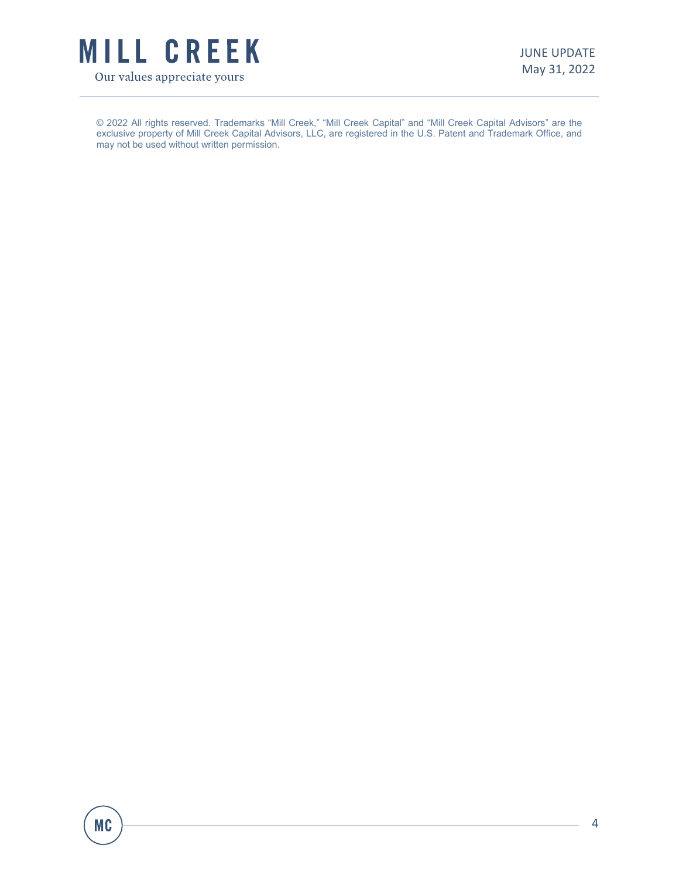© 2022 All rights reserved. Trademarks "Mill Creek," "Mill Creek Capital" and "Mill Creek Capital Advisors" are the exclusive property of Mill Creek Capital Advisors, LLC, are registered in the U.S. Patent and Trademark Office, and may not be used without written permission.